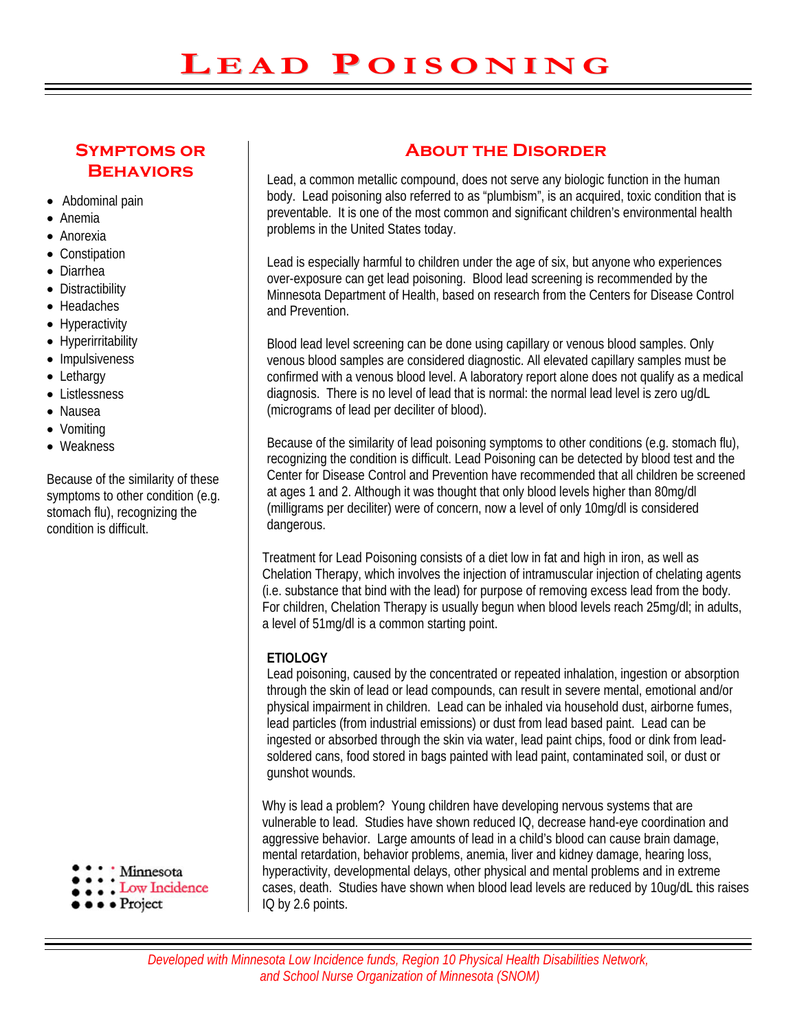# Lead Poisoning

## Symptoms or Behaviors

- Abdominal pain
- Anemia
- Anorexia
- Constipation
- Diarrhea
- Distractibility
- Headaches
- Hyperactivity
- Hyperirritability
- Impulsiveness
- Lethargy
- Listlessness
- Nausea
- Vomiting
- Weakness

Because of the similarity of these symptoms to other condition (e.g. stomach flu), recognizing the condition is difficult.

Minnesota Low Incidence Project

## About the Disorder

Lead, a common metallic compound, does not serve any biologic function in the human body. Lead poisoning also referred to as "plumbism", is an acquired, toxic condition that is preventable. It is one of the most common and significant children's environmental health problems in the United States today.

Lead is especially harmful to children under the age of six, but anyone who experiences over-exposure can get lead poisoning. Blood lead screening is recommended by the Minnesota Department of Health, based on research from the Centers for Disease Control and Prevention.

Blood lead level screening can be done using capillary or venous blood samples. Only venous blood samples are considered diagnostic. All elevated capillary samples must be confirmed with a venous blood level. A laboratory report alone does not qualify as a medical diagnosis. There is no level of lead that is normal: the normal lead level is zero ug/dL (micrograms of lead per deciliter of blood).

Because of the similarity of lead poisoning symptoms to other conditions (e.g. stomach flu), recognizing the condition is difficult. Lead Poisoning can be detected by blood test and the Center for Disease Control and Prevention have recommended that all children be screened at ages 1 and 2. Although it was thought that only blood levels higher than 80mg/dl (milligrams per deciliter) were of concern, now a level of only 10mg/dl is considered dangerous.

Treatment for Lead Poisoning consists of a diet low in fat and high in iron, as well as Chelation Therapy, which involves the injection of intramuscular injection of chelating agents (i.e. substance that bind with the lead) for purpose of removing excess lead from the body. For children, Chelation Therapy is usually begun when blood levels reach 25mg/dl; in adults, a level of 51mg/dl is a common starting point.

**ETIOLOGY**

Lead poisoning, caused by the concentrated or repeated inhalation, ingestion or absorption through the skin of lead or lead compounds, can result in severe mental, emotional and/or physical impairment in children. Lead can be inhaled via household dust, airborne fumes, lead particles (from industrial emissions) or dust from lead based paint. Lead can be ingested or absorbed through the skin via water, lead paint chips, food or dink from lead-soldered cans, food stored in bags painted with lead paint, contaminated soil, or dust or gunshot wounds.

Why is lead a problem? Young children have developing nervous systems that are vulnerable to lead. Studies have shown reduced IQ, decrease hand-eye coordination and aggressive behavior. Large amounts of lead in a child's blood can cause brain damage, mental retardation, behavior problems, anemia, liver and kidney damage, hearing loss, hyperactivity, developmental delays, other physical and mental problems and in extreme cases, death. Studies have shown when blood lead levels are reduced by 10ug/dL this raises IQ by 2.6 points.

*Developed with Minnesota Low Incidence funds, Region 10 Physical Health Disabilities Network, and School Nurse Organization of Minnesota (SNOM)*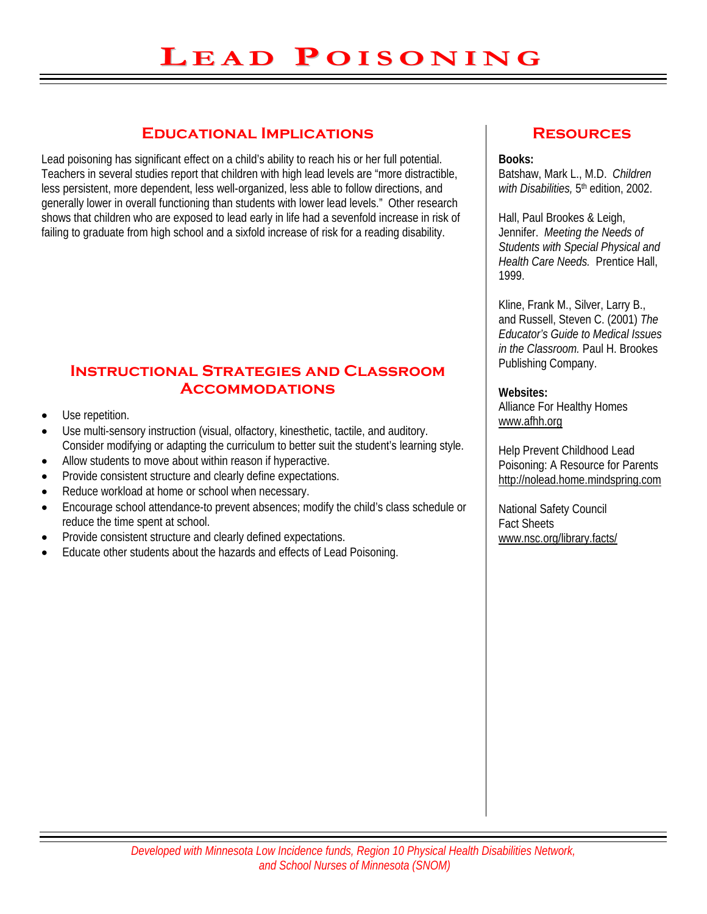# Lead Poisoning

## Educational Implications

Lead poisoning has significant effect on a child's ability to reach his or her full potential. Teachers in several studies report that children with high lead levels are "more distractible, less persistent, more dependent, less well-organized, less able to follow directions, and generally lower in overall functioning than students with lower lead levels." Other research shows that children who are exposed to lead early in life had a sevenfold increase in risk of failing to graduate from high school and a sixfold increase of risk for a reading disability.

## Instructional Strategies and Classroom Accommodations

- Use repetition.
- Use multi-sensory instruction (visual, olfactory, kinesthetic, tactile, and auditory. Consider modifying or adapting the curriculum to better suit the student's learning style.
- Allow students to move about within reason if hyperactive.
- Provide consistent structure and clearly define expectations.
- Reduce workload at home or school when necessary.
- Encourage school attendance-to prevent absences; modify the child's class schedule or reduce the time spent at school.
- Provide consistent structure and clearly defined expectations.
- Educate other students about the hazards and effects of Lead Poisoning.

## Resources

**Books:**

Batshaw, Mark L., M.D. *Children with Disabilities,* 5th edition, 2002.

Hall, Paul Brookes & Leigh, Jennifer. *Meeting the Needs of Students with Special Physical and Health Care Needs.* Prentice Hall, 1999.

Kline, Frank M., Silver, Larry B., and Russell, Steven C. (2001) *The Educator's Guide to Medical Issues in the Classroom.* Paul H. Brookes Publishing Company.

**Websites:**

Alliance For Healthy Homes
www.afhh.org

Help Prevent Childhood Lead Poisoning: A Resource for Parents
http://nolead.home.mindspring.com

National Safety Council
Fact Sheets
www.nsc.org/library.facts/

*Developed with Minnesota Low Incidence funds, Region 10 Physical Health Disabilities Network, and School Nurses of Minnesota (SNOM)*